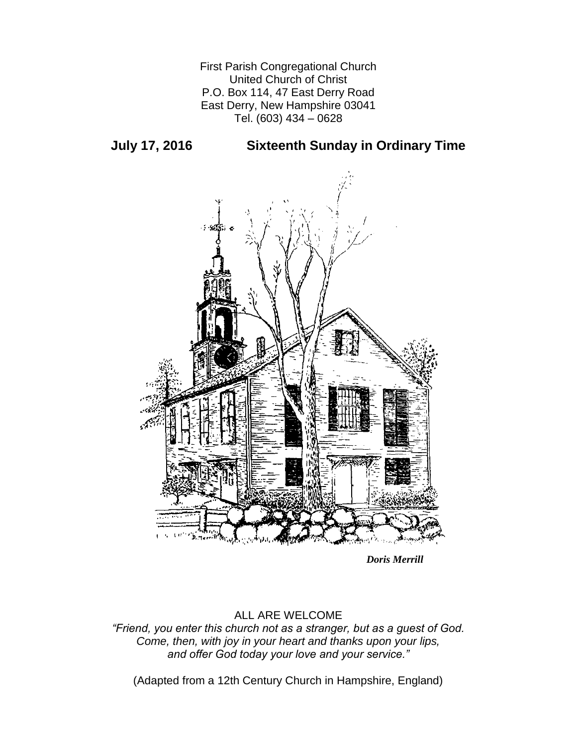First Parish Congregational Church
United Church of Christ
P.O. Box 114, 47 East Derry Road
East Derry, New Hampshire 03041
Tel. (603) 434 – 0628

**July 17, 2016 Sixteenth Sunday in Ordinary Time**

***Doris Merrill***

ALL ARE WELCOME

*"Friend, you enter this church not as a stranger, but as a guest of God.
Come, then, with joy in your heart and thanks upon your lips,
and offer God today your love and your service."*

(Adapted from a 12th Century Church in Hampshire, England)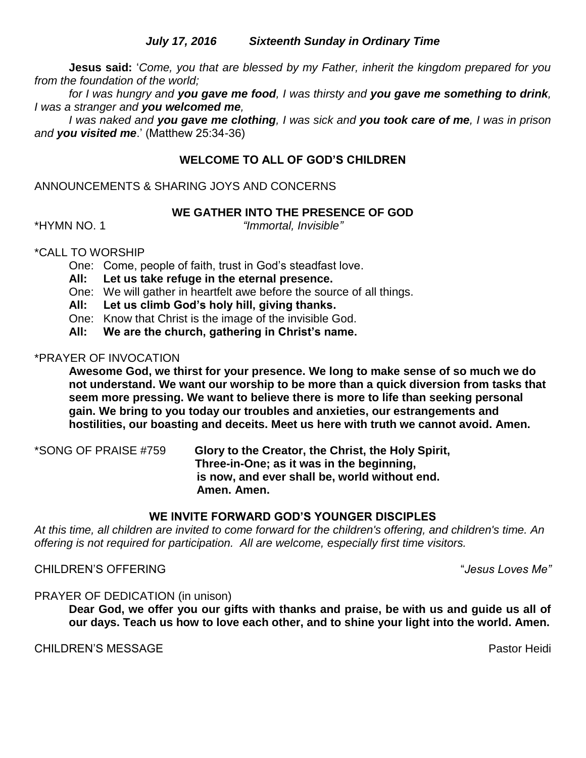***July 17, 2016          Sixteenth Sunday in Ordinary Time***

**Jesus said:** '*Come, you that are blessed by my Father, inherit the kingdom prepared for you from the foundation of the world;*

*for I was hungry and **you gave me food**, I was thirsty and **you gave me something to drink**, I was a stranger and **you welcomed me**,*

*I was naked and **you gave me clothing**, I was sick and **you took care of me**, I was in prison and **you visited me**.*' (Matthew 25:34-36)

**WELCOME TO ALL OF GOD'S CHILDREN**

ANNOUNCEMENTS & SHARING JOYS AND CONCERNS

**WE GATHER INTO THE PRESENCE OF GOD**

*HYMN NO. 1 *"Immortal, Invisible"*

*CALL TO WORSHIP

One: Come, people of faith, trust in God's steadfast love.
**All: Let us take refuge in the eternal presence.**
One: We will gather in heartfelt awe before the source of all things.
**All: Let us climb God's holy hill, giving thanks.**
One: Know that Christ is the image of the invisible God.
**All: We are the church, gathering in Christ's name.**

*PRAYER OF INVOCATION

**Awesome God, we thirst for your presence. We long to make sense of so much we do not understand. We want our worship to be more than a quick diversion from tasks that seem more pressing. We want to believe there is more to life than seeking personal gain. We bring to you today our troubles and anxieties, our estrangements and hostilities, our boasting and deceits. Meet us here with truth we cannot avoid. Amen.**

*SONG OF PRAISE #759 **Glory to the Creator, the Christ, the Holy Spirit, Three-in-One; as it was in the beginning, is now, and ever shall be, world without end. Amen. Amen.**

**WE INVITE FORWARD GOD'S YOUNGER DISCIPLES**

*At this time, all children are invited to come forward for the children's offering, and children's time. An offering is not required for participation. All are welcome, especially first time visitors.*

CHILDREN'S OFFERING "*Jesus Loves Me"*

PRAYER OF DEDICATION (in unison)

**Dear God, we offer you our gifts with thanks and praise, be with us and guide us all of our days. Teach us how to love each other, and to shine your light into the world. Amen.**

CHILDREN'S MESSAGE Pastor Heidi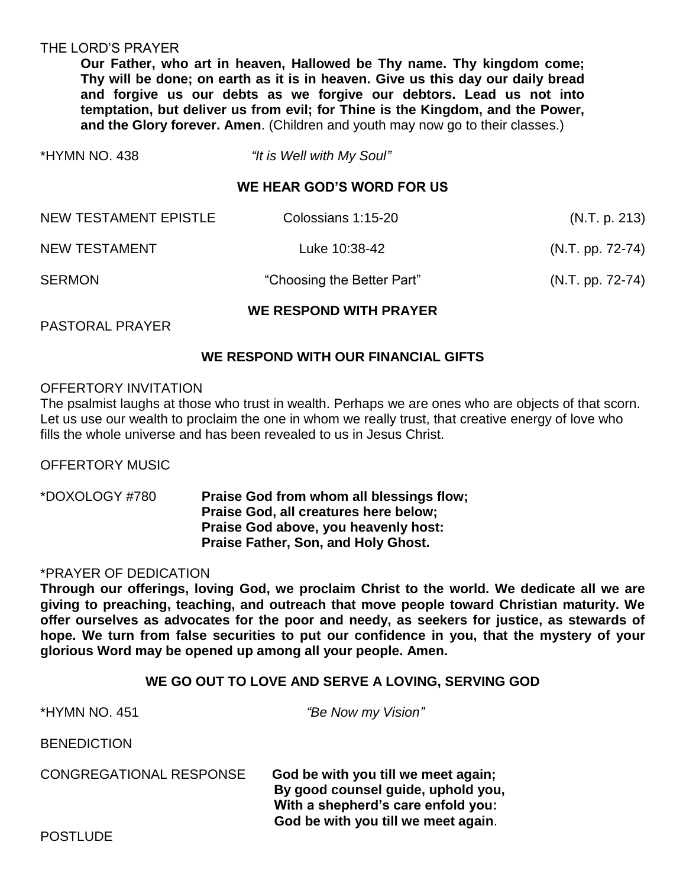THE LORD'S PRAYER

**Our Father, who art in heaven, Hallowed be Thy name. Thy kingdom come; Thy will be done; on earth as it is in heaven. Give us this day our daily bread and forgive us our debts as we forgive our debtors. Lead us not into temptation, but deliver us from evil; for Thine is the Kingdom, and the Power, and the Glory forever. Amen**. (Children and youth may now go to their classes.)

*HYMN NO. 438 *"It is Well with My Soul"*

## WE HEAR GOD'S WORD FOR US

| | | |
|---|---|---|
| NEW TESTAMENT EPISTLE | Colossians 1:15-20 | (N.T. p. 213) |
| NEW TESTAMENT | Luke 10:38-42 | (N.T. pp. 72-74) |
| SERMON | "Choosing the Better Part" | (N.T. pp. 72-74) |

## WE RESPOND WITH PRAYER

PASTORAL PRAYER

## WE RESPOND WITH OUR FINANCIAL GIFTS

OFFERTORY INVITATION

The psalmist laughs at those who trust in wealth. Perhaps we are ones who are objects of that scorn. Let us use our wealth to proclaim the one in whom we really trust, that creative energy of love who fills the whole universe and has been revealed to us in Jesus Christ.

OFFERTORY MUSIC

*DOXOLOGY #780

**Praise God from whom all blessings flow;**
**Praise God, all creatures here below;**
**Praise God above, you heavenly host:**
**Praise Father, Son, and Holy Ghost.**

*PRAYER OF DEDICATION

**Through our offerings, loving God, we proclaim Christ to the world. We dedicate all we are giving to preaching, teaching, and outreach that move people toward Christian maturity. We offer ourselves as advocates for the poor and needy, as seekers for justice, as stewards of hope. We turn from false securities to put our confidence in you, that the mystery of your glorious Word may be opened up among all your people. Amen.**

## WE GO OUT TO LOVE AND SERVE A LOVING, SERVING GOD

*HYMN NO. 451 *"Be Now my Vision"*

BENEDICTION

CONGREGATIONAL RESPONSE

**God be with you till we meet again;**
**By good counsel guide, uphold you,**
**With a shepherd's care enfold you:**
**God be with you till we meet again**.

POSTLUDE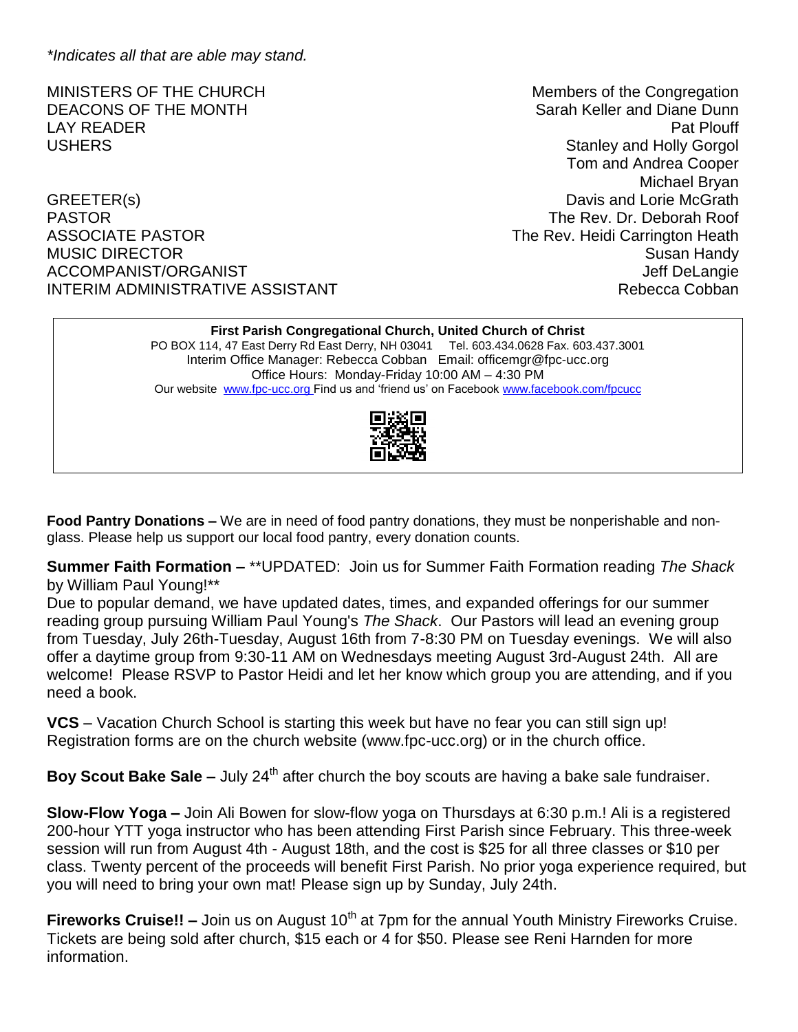*\*Indicates all that are able may stand.*

| | |
|---|---|
| MINISTERS OF THE CHURCH | Members of the Congregation |
| DEACONS OF THE MONTH | Sarah Keller and Diane Dunn |
| LAY READER | Pat Plouff |
| USHERS | Stanley and Holly Gorgol<br>Tom and Andrea Cooper<br>Michael Bryan |
| GREETER(s) | Davis and Lorie McGrath |
| PASTOR | The Rev. Dr. Deborah Roof |
| ASSOCIATE PASTOR | The Rev. Heidi Carrington Heath |
| MUSIC DIRECTOR | Susan Handy |
| ACCOMPANIST/ORGANIST | Jeff DeLangie |
| INTERIM ADMINISTRATIVE ASSISTANT | Rebecca Cobban |

**First Parish Congregational Church, United Church of Christ**
PO BOX 114, 47 East Derry Rd East Derry, NH 03041 Tel. 603.434.0628 Fax. 603.437.3001
Interim Office Manager: Rebecca Cobban Email: officemgr@fpc-ucc.org
Office Hours: Monday-Friday 10:00 AM – 4:30 PM
Our website www.fpc-ucc.org Find us and 'friend us' on Facebook www.facebook.com/fpcucc

**Food Pantry Donations –** We are in need of food pantry donations, they must be nonperishable and non-glass. Please help us support our local food pantry, every donation counts.

**Summer Faith Formation –** **UPDATED: Join us for Summer Faith Formation reading *The Shack* by William Paul Young!**
Due to popular demand, we have updated dates, times, and expanded offerings for our summer reading group pursuing William Paul Young's *The Shack*. Our Pastors will lead an evening group from Tuesday, July 26th-Tuesday, August 16th from 7-8:30 PM on Tuesday evenings. We will also offer a daytime group from 9:30-11 AM on Wednesdays meeting August 3rd-August 24th. All are welcome! Please RSVP to Pastor Heidi and let her know which group you are attending, and if you need a book.

**VCS** – Vacation Church School is starting this week but have no fear you can still sign up! Registration forms are on the church website (www.fpc-ucc.org) or in the church office.

**Boy Scout Bake Sale –** July 24th after church the boy scouts are having a bake sale fundraiser.

**Slow-Flow Yoga –** Join Ali Bowen for slow-flow yoga on Thursdays at 6:30 p.m.! Ali is a registered 200-hour YTT yoga instructor who has been attending First Parish since February. This three-week session will run from August 4th - August 18th, and the cost is $25 for all three classes or $10 per class. Twenty percent of the proceeds will benefit First Parish. No prior yoga experience required, but you will need to bring your own mat! Please sign up by Sunday, July 24th.

**Fireworks Cruise!! –** Join us on August 10th at 7pm for the annual Youth Ministry Fireworks Cruise. Tickets are being sold after church, $15 each or 4 for $50. Please see Reni Harnden for more information.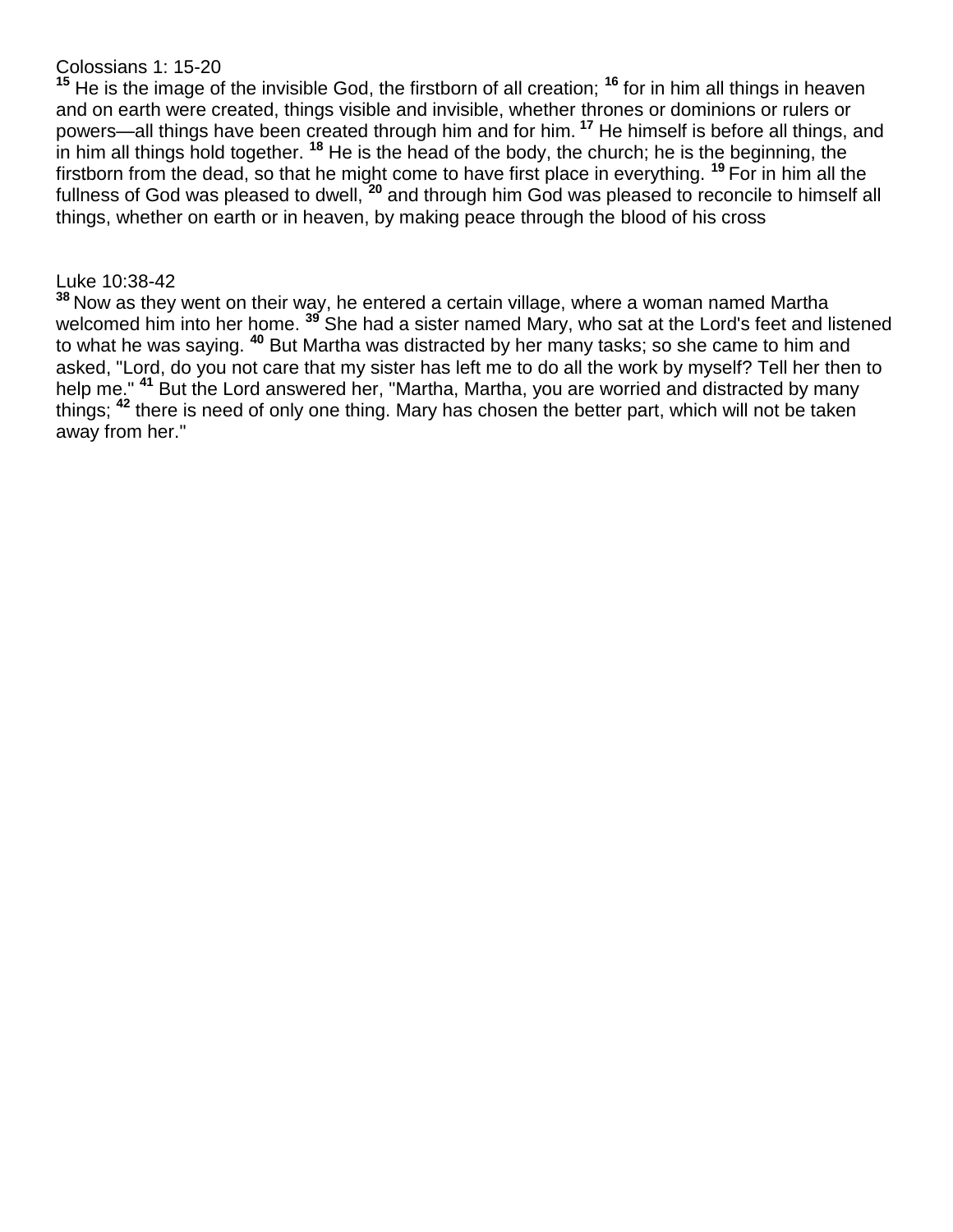Colossians 1: 15-20

[15] He is the image of the invisible God, the firstborn of all creation; [16] for in him all things in heaven and on earth were created, things visible and invisible, whether thrones or dominions or rulers or powers—all things have been created through him and for him. [17] He himself is before all things, and in him all things hold together. [18] He is the head of the body, the church; he is the beginning, the firstborn from the dead, so that he might come to have first place in everything. [19] For in him all the fullness of God was pleased to dwell, [20] and through him God was pleased to reconcile to himself all things, whether on earth or in heaven, by making peace through the blood of his cross

Luke 10:38-42

[38] Now as they went on their way, he entered a certain village, where a woman named Martha welcomed him into her home. [39] She had a sister named Mary, who sat at the Lord's feet and listened to what he was saying. [40] But Martha was distracted by her many tasks; so she came to him and asked, "Lord, do you not care that my sister has left me to do all the work by myself? Tell her then to help me." [41] But the Lord answered her, "Martha, Martha, you are worried and distracted by many things; [42] there is need of only one thing. Mary has chosen the better part, which will not be taken away from her."